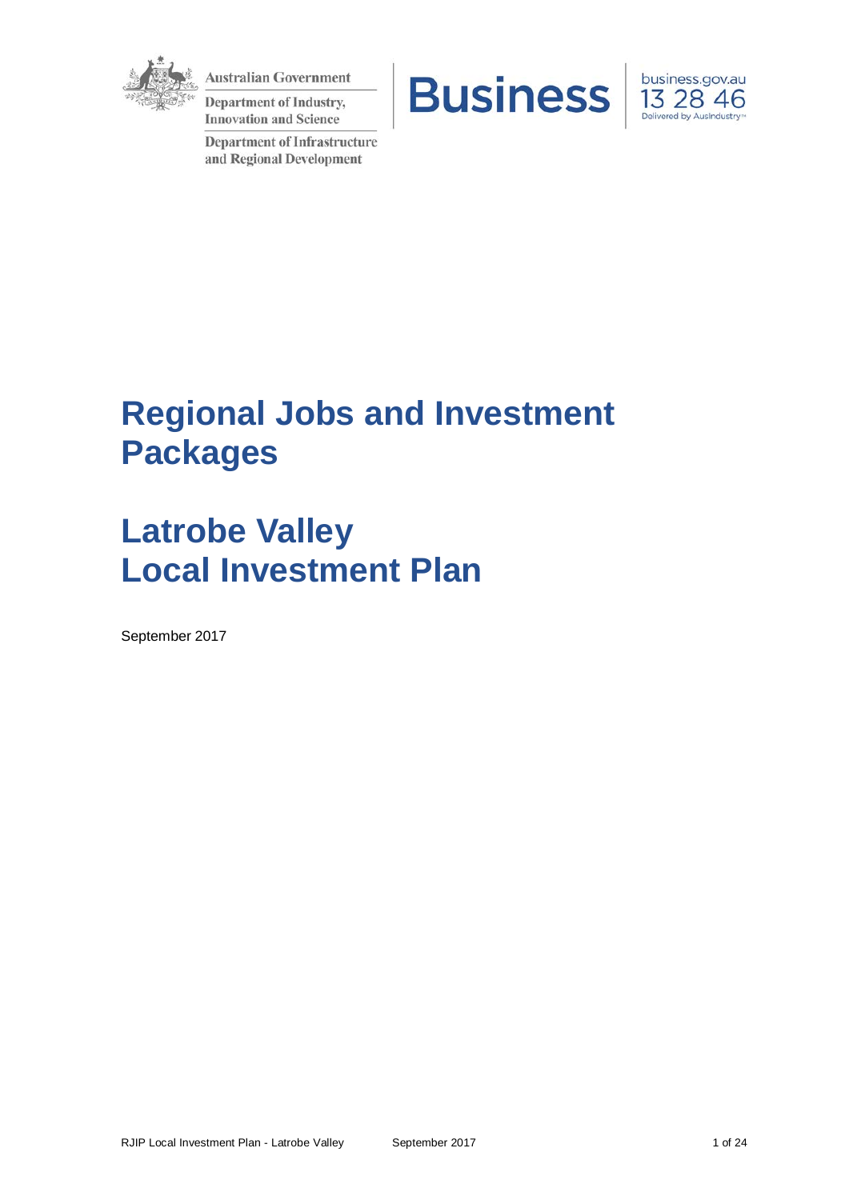Australian Government

Department of Industry, Innovation and Science

Department of Infrastructure and Regional Development

Business

business.gov.au
13 28 46
Delivered by AusIndustry™

# Regional Jobs and Investment Packages

# Latrobe Valley Local Investment Plan

September 2017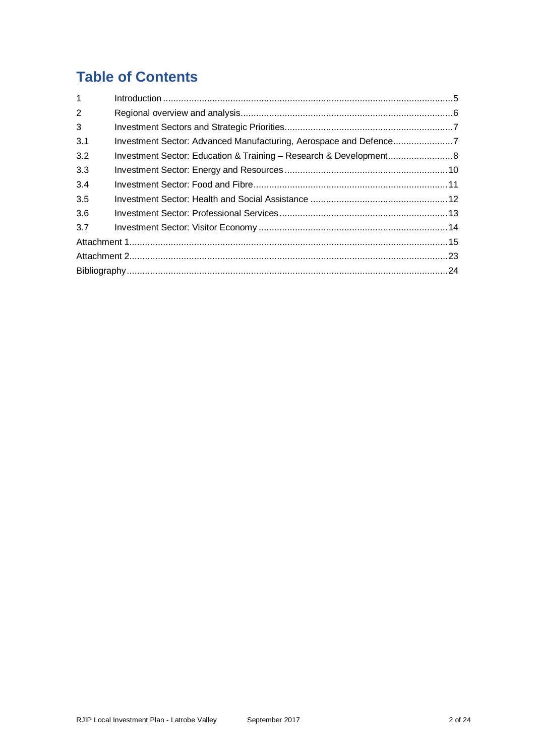# Table of Contents

| | | |
|---|---|---|
| 1 | Introduction | 5 |
| 2 | Regional overview and analysis | 6 |
| 3 | Investment Sectors and Strategic Priorities | 7 |
| 3.1 | Investment Sector: Advanced Manufacturing, Aerospace and Defence | 7 |
| 3.2 | Investment Sector: Education & Training – Research & Development | 8 |
| 3.3 | Investment Sector: Energy and Resources | 10 |
| 3.4 | Investment Sector: Food and Fibre | 11 |
| 3.5 | Investment Sector: Health and Social Assistance | 12 |
| 3.6 | Investment Sector: Professional Services | 13 |
| 3.7 | Investment Sector: Visitor Economy | 14 |
| Attachment 1 | | 15 |
| Attachment 2 | | 23 |
| Bibliography | | 24 |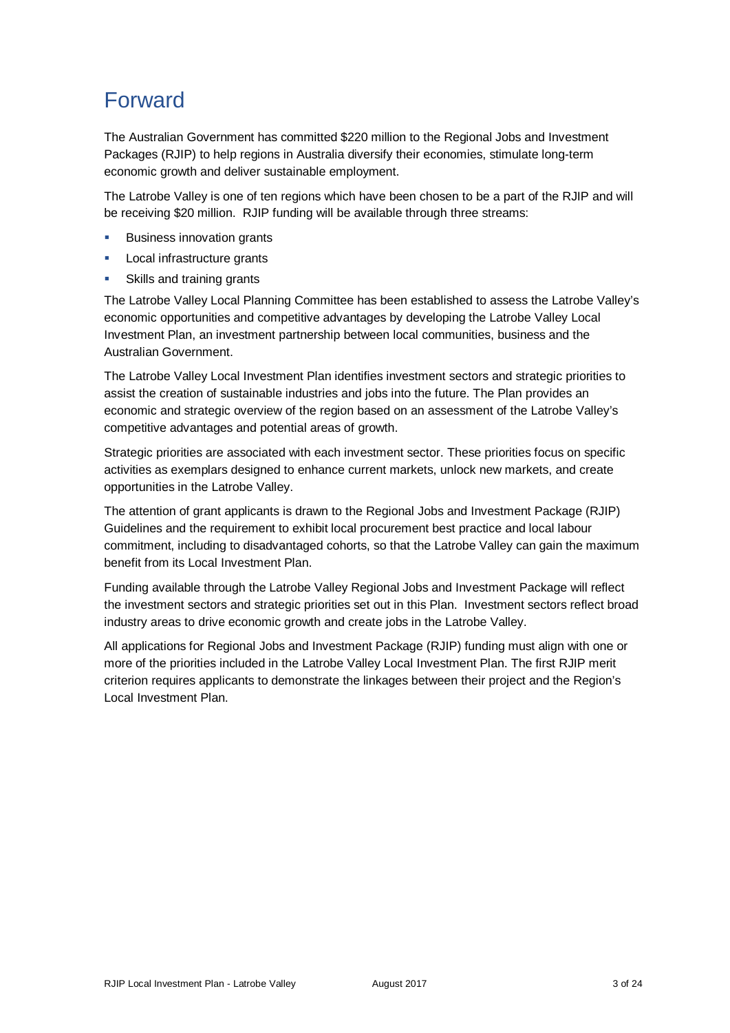# Forward

The Australian Government has committed $220 million to the Regional Jobs and Investment Packages (RJIP) to help regions in Australia diversify their economies, stimulate long-term economic growth and deliver sustainable employment.

The Latrobe Valley is one of ten regions which have been chosen to be a part of the RJIP and will be receiving $20 million. RJIP funding will be available through three streams:

- Business innovation grants
- Local infrastructure grants
- Skills and training grants

The Latrobe Valley Local Planning Committee has been established to assess the Latrobe Valley's economic opportunities and competitive advantages by developing the Latrobe Valley Local Investment Plan, an investment partnership between local communities, business and the Australian Government.

The Latrobe Valley Local Investment Plan identifies investment sectors and strategic priorities to assist the creation of sustainable industries and jobs into the future. The Plan provides an economic and strategic overview of the region based on an assessment of the Latrobe Valley's competitive advantages and potential areas of growth.

Strategic priorities are associated with each investment sector. These priorities focus on specific activities as exemplars designed to enhance current markets, unlock new markets, and create opportunities in the Latrobe Valley.

The attention of grant applicants is drawn to the Regional Jobs and Investment Package (RJIP) Guidelines and the requirement to exhibit local procurement best practice and local labour commitment, including to disadvantaged cohorts, so that the Latrobe Valley can gain the maximum benefit from its Local Investment Plan.

Funding available through the Latrobe Valley Regional Jobs and Investment Package will reflect the investment sectors and strategic priorities set out in this Plan. Investment sectors reflect broad industry areas to drive economic growth and create jobs in the Latrobe Valley.

All applications for Regional Jobs and Investment Package (RJIP) funding must align with one or more of the priorities included in the Latrobe Valley Local Investment Plan. The first RJIP merit criterion requires applicants to demonstrate the linkages between their project and the Region's Local Investment Plan.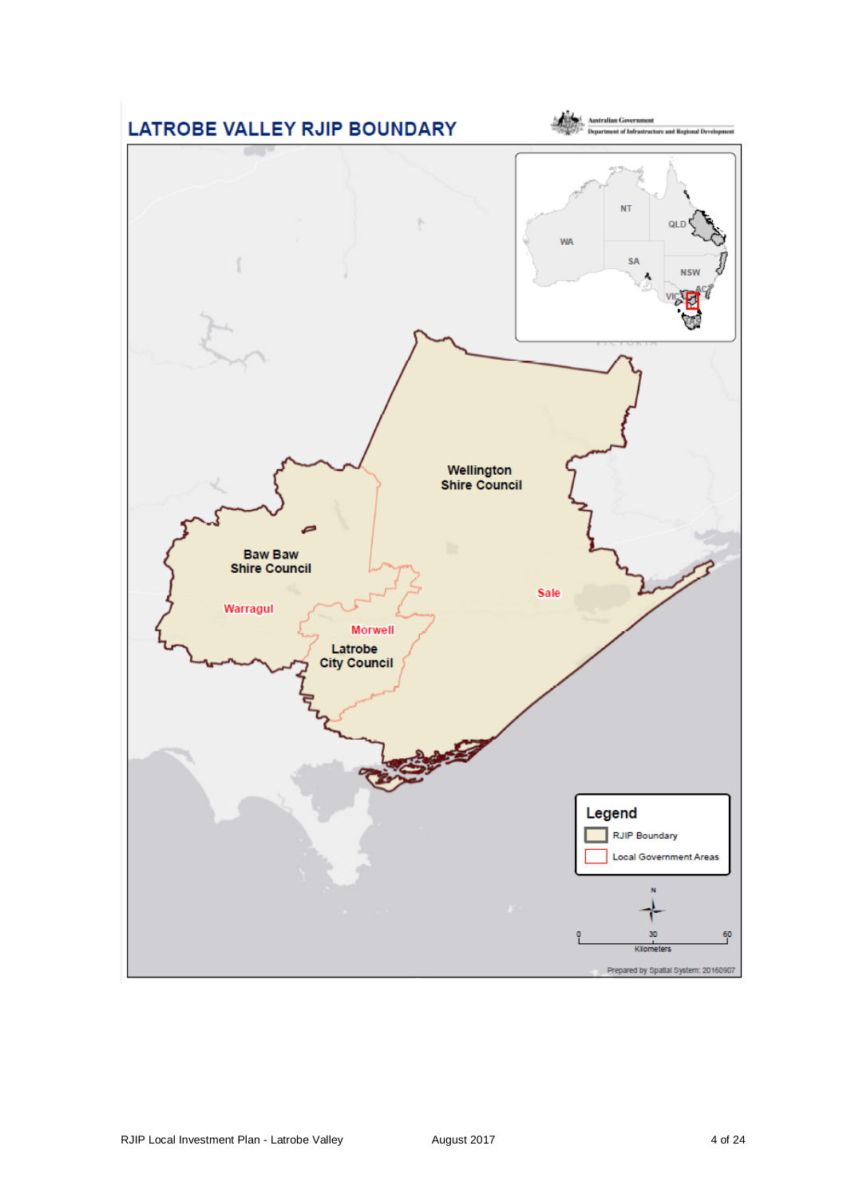# LATROBE VALLEY RJIP BOUNDARY

Australian Government
Department of Infrastructure and Regional Development

Wellington Shire Council

Baw Baw Shire Council

Warragul

Morwell

Latrobe City Council

Sale

WA

NT

SA

QLD

NSW

ACT

VIC

TAS

**Legend**

RJIP Boundary

Local Government Areas

N

0 30 60

Kilometers

Prepared by Spatial System: 20160907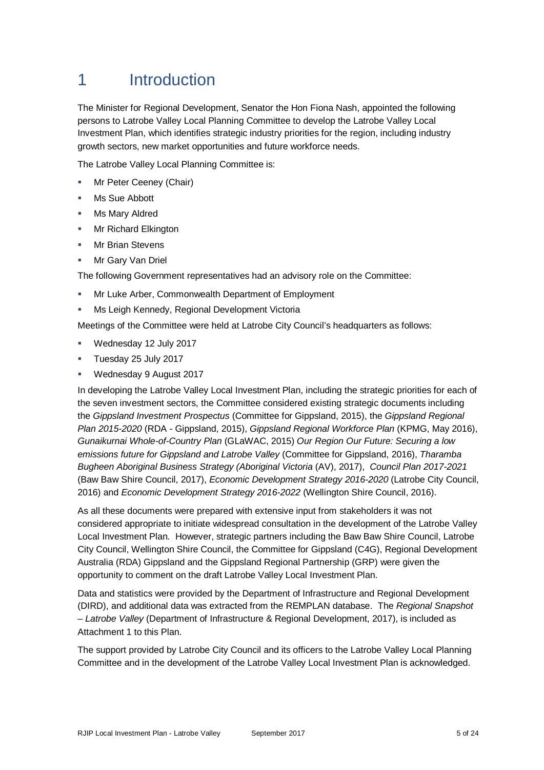# 1 Introduction

The Minister for Regional Development, Senator the Hon Fiona Nash, appointed the following persons to Latrobe Valley Local Planning Committee to develop the Latrobe Valley Local Investment Plan, which identifies strategic industry priorities for the region, including industry growth sectors, new market opportunities and future workforce needs.

The Latrobe Valley Local Planning Committee is:

- Mr Peter Ceeney (Chair)
- Ms Sue Abbott
- Ms Mary Aldred
- Mr Richard Elkington
- Mr Brian Stevens
- Mr Gary Van Driel

The following Government representatives had an advisory role on the Committee:

- Mr Luke Arber, Commonwealth Department of Employment
- Ms Leigh Kennedy, Regional Development Victoria

Meetings of the Committee were held at Latrobe City Council's headquarters as follows:

- Wednesday 12 July 2017
- Tuesday 25 July 2017
- Wednesday 9 August 2017

In developing the Latrobe Valley Local Investment Plan, including the strategic priorities for each of the seven investment sectors, the Committee considered existing strategic documents including the *Gippsland Investment Prospectus* (Committee for Gippsland, 2015), the *Gippsland Regional Plan 2015-2020* (RDA - Gippsland, 2015), *Gippsland Regional Workforce Plan* (KPMG, May 2016), *Gunaikurnai Whole-of-Country Plan* (GLaWAC, 2015) *Our Region Our Future: Securing a low emissions future for Gippsland and Latrobe Valley* (Committee for Gippsland, 2016), *Tharamba Bugheen Aboriginal Business Strategy (Aboriginal Victoria* (AV), 2017), *Council Plan 2017-2021* (Baw Baw Shire Council, 2017), *Economic Development Strategy 2016-2020* (Latrobe City Council, 2016) and *Economic Development Strategy 2016-2022* (Wellington Shire Council, 2016).

As all these documents were prepared with extensive input from stakeholders it was not considered appropriate to initiate widespread consultation in the development of the Latrobe Valley Local Investment Plan. However, strategic partners including the Baw Baw Shire Council, Latrobe City Council, Wellington Shire Council, the Committee for Gippsland (C4G), Regional Development Australia (RDA) Gippsland and the Gippsland Regional Partnership (GRP) were given the opportunity to comment on the draft Latrobe Valley Local Investment Plan.

Data and statistics were provided by the Department of Infrastructure and Regional Development (DIRD), and additional data was extracted from the REMPLAN database. The *Regional Snapshot – Latrobe Valley* (Department of Infrastructure & Regional Development, 2017), is included as Attachment 1 to this Plan.

The support provided by Latrobe City Council and its officers to the Latrobe Valley Local Planning Committee and in the development of the Latrobe Valley Local Investment Plan is acknowledged.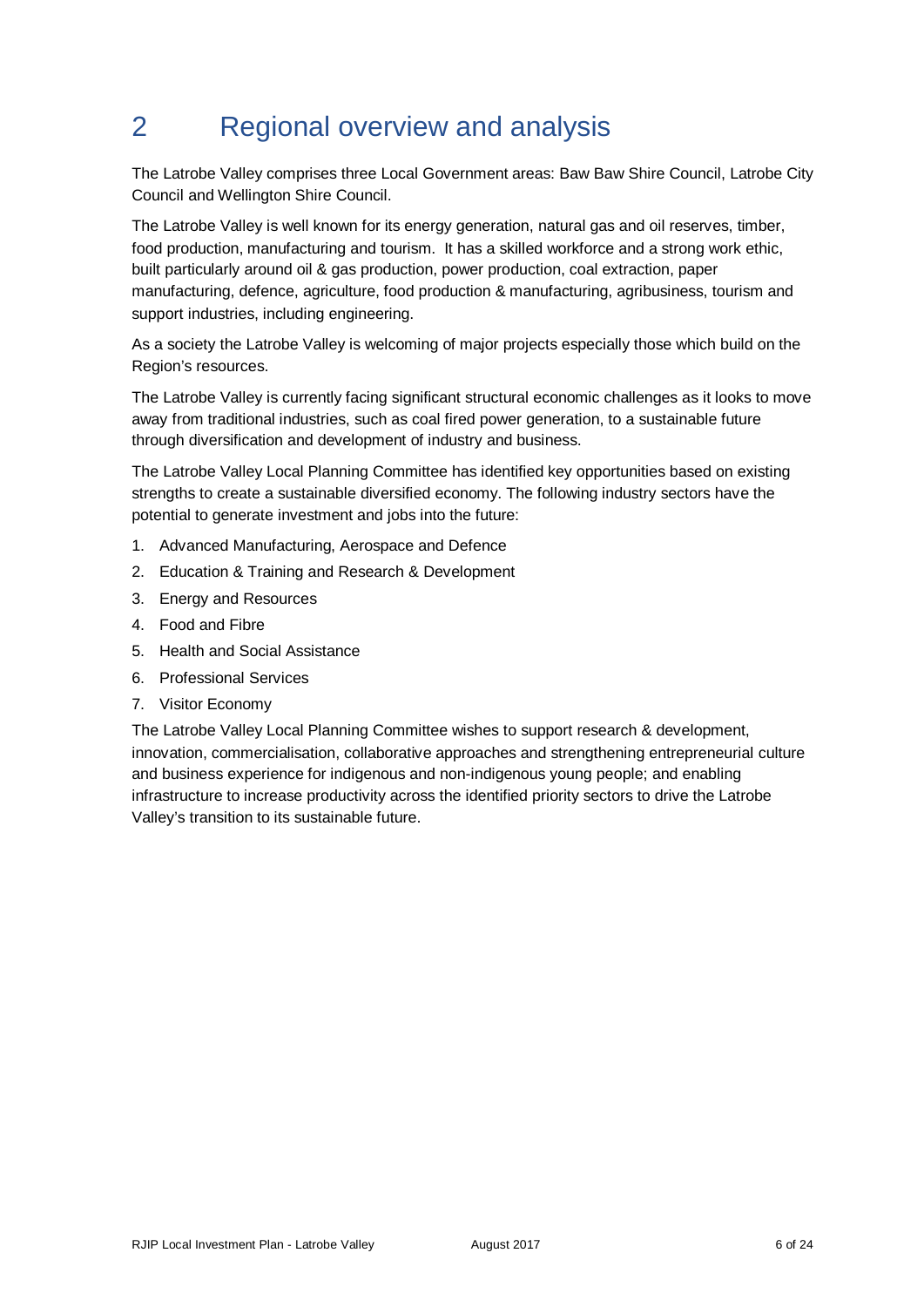# 2 Regional overview and analysis

The Latrobe Valley comprises three Local Government areas: Baw Baw Shire Council, Latrobe City Council and Wellington Shire Council.

The Latrobe Valley is well known for its energy generation, natural gas and oil reserves, timber, food production, manufacturing and tourism. It has a skilled workforce and a strong work ethic, built particularly around oil & gas production, power production, coal extraction, paper manufacturing, defence, agriculture, food production & manufacturing, agribusiness, tourism and support industries, including engineering.

As a society the Latrobe Valley is welcoming of major projects especially those which build on the Region's resources.

The Latrobe Valley is currently facing significant structural economic challenges as it looks to move away from traditional industries, such as coal fired power generation, to a sustainable future through diversification and development of industry and business.

The Latrobe Valley Local Planning Committee has identified key opportunities based on existing strengths to create a sustainable diversified economy. The following industry sectors have the potential to generate investment and jobs into the future:

1. Advanced Manufacturing, Aerospace and Defence
2. Education & Training and Research & Development
3. Energy and Resources
4. Food and Fibre
5. Health and Social Assistance
6. Professional Services
7. Visitor Economy

The Latrobe Valley Local Planning Committee wishes to support research & development, innovation, commercialisation, collaborative approaches and strengthening entrepreneurial culture and business experience for indigenous and non-indigenous young people; and enabling infrastructure to increase productivity across the identified priority sectors to drive the Latrobe Valley's transition to its sustainable future.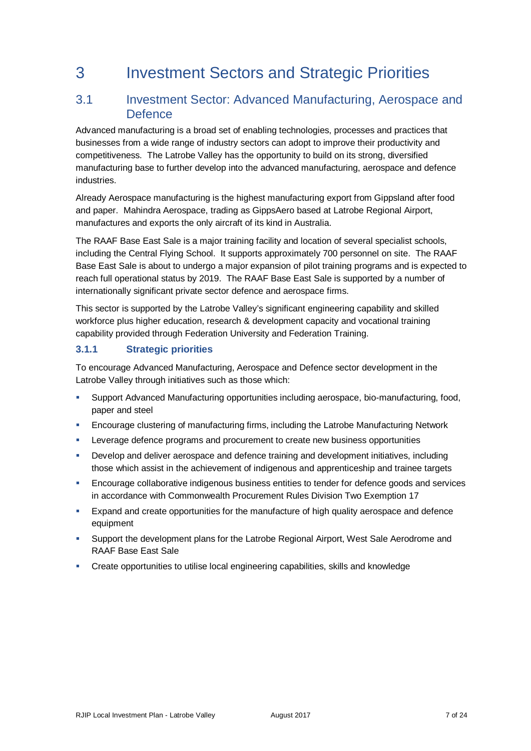# 3 Investment Sectors and Strategic Priorities

## 3.1 Investment Sector: Advanced Manufacturing, Aerospace and Defence

Advanced manufacturing is a broad set of enabling technologies, processes and practices that businesses from a wide range of industry sectors can adopt to improve their productivity and competitiveness. The Latrobe Valley has the opportunity to build on its strong, diversified manufacturing base to further develop into the advanced manufacturing, aerospace and defence industries.

Already Aerospace manufacturing is the highest manufacturing export from Gippsland after food and paper. Mahindra Aerospace, trading as GippsAero based at Latrobe Regional Airport, manufactures and exports the only aircraft of its kind in Australia.

The RAAF Base East Sale is a major training facility and location of several specialist schools, including the Central Flying School. It supports approximately 700 personnel on site. The RAAF Base East Sale is about to undergo a major expansion of pilot training programs and is expected to reach full operational status by 2019. The RAAF Base East Sale is supported by a number of internationally significant private sector defence and aerospace firms.

This sector is supported by the Latrobe Valley's significant engineering capability and skilled workforce plus higher education, research & development capacity and vocational training capability provided through Federation University and Federation Training.

### 3.1.1 Strategic priorities

To encourage Advanced Manufacturing, Aerospace and Defence sector development in the Latrobe Valley through initiatives such as those which:

- Support Advanced Manufacturing opportunities including aerospace, bio-manufacturing, food, paper and steel
- Encourage clustering of manufacturing firms, including the Latrobe Manufacturing Network
- Leverage defence programs and procurement to create new business opportunities
- Develop and deliver aerospace and defence training and development initiatives, including those which assist in the achievement of indigenous and apprenticeship and trainee targets
- Encourage collaborative indigenous business entities to tender for defence goods and services in accordance with Commonwealth Procurement Rules Division Two Exemption 17
- Expand and create opportunities for the manufacture of high quality aerospace and defence equipment
- Support the development plans for the Latrobe Regional Airport, West Sale Aerodrome and RAAF Base East Sale
- Create opportunities to utilise local engineering capabilities, skills and knowledge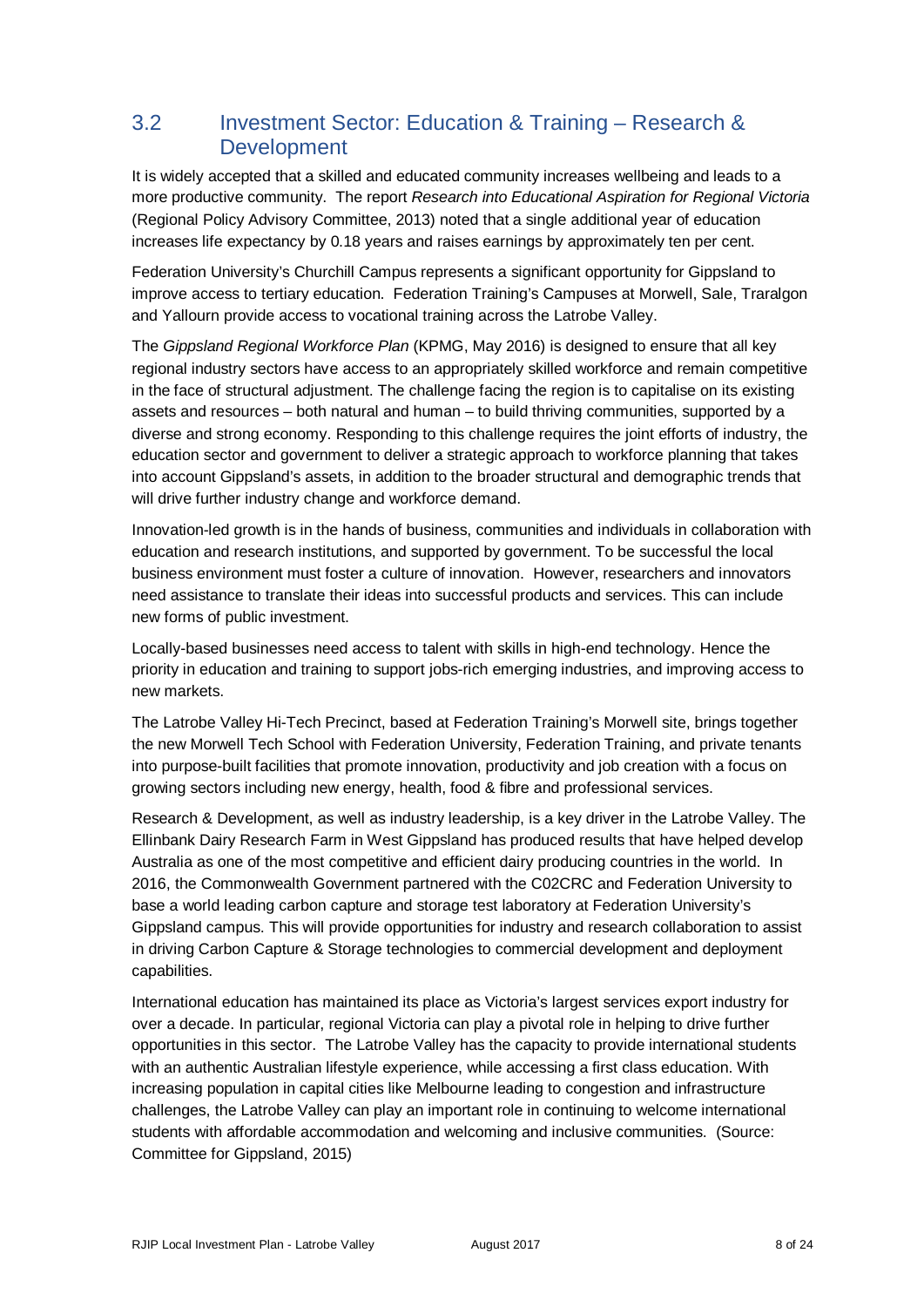## 3.2 Investment Sector: Education & Training – Research & Development

It is widely accepted that a skilled and educated community increases wellbeing and leads to a more productive community. The report *Research into Educational Aspiration for Regional Victoria* (Regional Policy Advisory Committee, 2013) noted that a single additional year of education increases life expectancy by 0.18 years and raises earnings by approximately ten per cent.

Federation University's Churchill Campus represents a significant opportunity for Gippsland to improve access to tertiary education. Federation Training's Campuses at Morwell, Sale, Traralgon and Yallourn provide access to vocational training across the Latrobe Valley.

The *Gippsland Regional Workforce Plan* (KPMG, May 2016) is designed to ensure that all key regional industry sectors have access to an appropriately skilled workforce and remain competitive in the face of structural adjustment. The challenge facing the region is to capitalise on its existing assets and resources – both natural and human – to build thriving communities, supported by a diverse and strong economy. Responding to this challenge requires the joint efforts of industry, the education sector and government to deliver a strategic approach to workforce planning that takes into account Gippsland's assets, in addition to the broader structural and demographic trends that will drive further industry change and workforce demand.

Innovation-led growth is in the hands of business, communities and individuals in collaboration with education and research institutions, and supported by government. To be successful the local business environment must foster a culture of innovation. However, researchers and innovators need assistance to translate their ideas into successful products and services. This can include new forms of public investment.

Locally-based businesses need access to talent with skills in high-end technology. Hence the priority in education and training to support jobs-rich emerging industries, and improving access to new markets.

The Latrobe Valley Hi-Tech Precinct, based at Federation Training's Morwell site, brings together the new Morwell Tech School with Federation University, Federation Training, and private tenants into purpose-built facilities that promote innovation, productivity and job creation with a focus on growing sectors including new energy, health, food & fibre and professional services.

Research & Development, as well as industry leadership, is a key driver in the Latrobe Valley. The Ellinbank Dairy Research Farm in West Gippsland has produced results that have helped develop Australia as one of the most competitive and efficient dairy producing countries in the world. In 2016, the Commonwealth Government partnered with the C02CRC and Federation University to base a world leading carbon capture and storage test laboratory at Federation University's Gippsland campus. This will provide opportunities for industry and research collaboration to assist in driving Carbon Capture & Storage technologies to commercial development and deployment capabilities.

International education has maintained its place as Victoria's largest services export industry for over a decade. In particular, regional Victoria can play a pivotal role in helping to drive further opportunities in this sector. The Latrobe Valley has the capacity to provide international students with an authentic Australian lifestyle experience, while accessing a first class education. With increasing population in capital cities like Melbourne leading to congestion and infrastructure challenges, the Latrobe Valley can play an important role in continuing to welcome international students with affordable accommodation and welcoming and inclusive communities. (Source: Committee for Gippsland, 2015)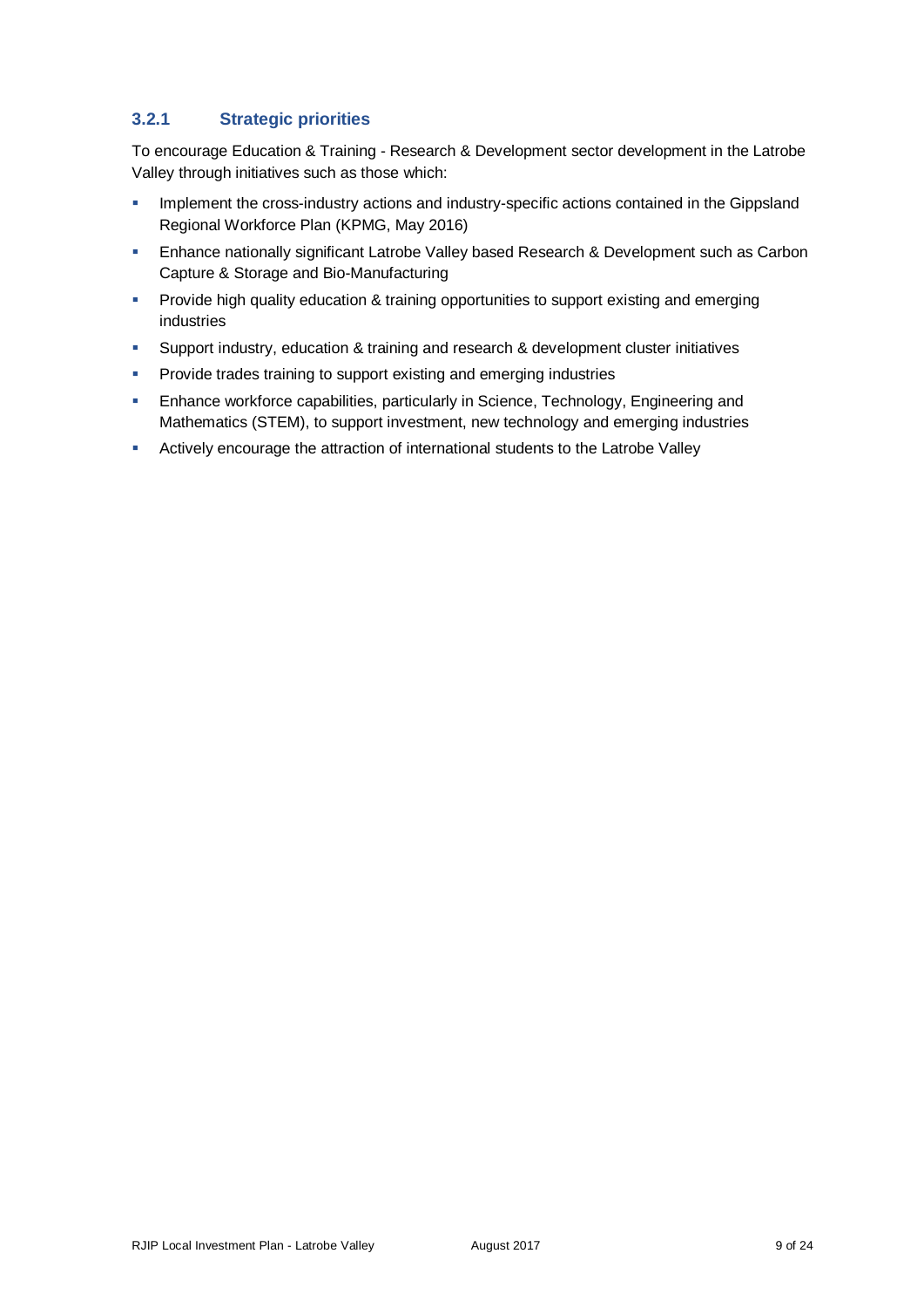### 3.2.1 Strategic priorities

To encourage Education & Training - Research & Development sector development in the Latrobe Valley through initiatives such as those which:

- Implement the cross-industry actions and industry-specific actions contained in the Gippsland Regional Workforce Plan (KPMG, May 2016)
- Enhance nationally significant Latrobe Valley based Research & Development such as Carbon Capture & Storage and Bio-Manufacturing
- Provide high quality education & training opportunities to support existing and emerging industries
- Support industry, education & training and research & development cluster initiatives
- Provide trades training to support existing and emerging industries
- Enhance workforce capabilities, particularly in Science, Technology, Engineering and Mathematics (STEM), to support investment, new technology and emerging industries
- Actively encourage the attraction of international students to the Latrobe Valley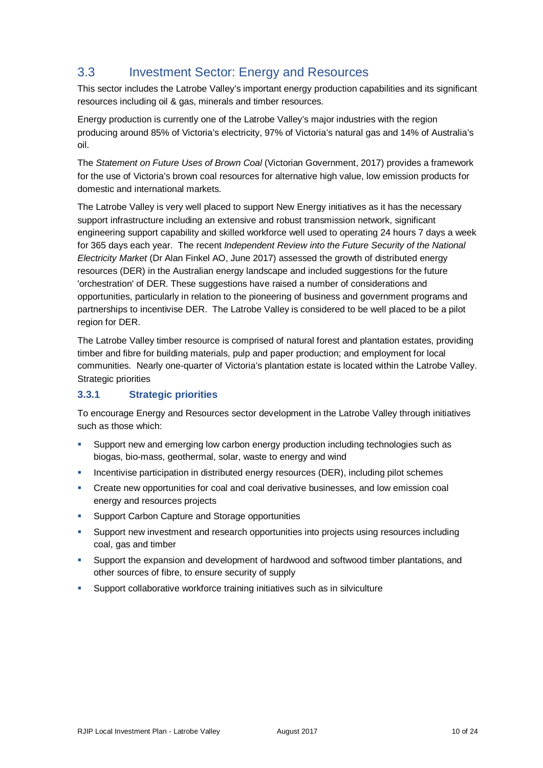## 3.3 Investment Sector: Energy and Resources

This sector includes the Latrobe Valley's important energy production capabilities and its significant resources including oil & gas, minerals and timber resources.

Energy production is currently one of the Latrobe Valley's major industries with the region producing around 85% of Victoria's electricity, 97% of Victoria's natural gas and 14% of Australia's oil.

The *Statement on Future Uses of Brown Coal* (Victorian Government, 2017) provides a framework for the use of Victoria's brown coal resources for alternative high value, low emission products for domestic and international markets.

The Latrobe Valley is very well placed to support New Energy initiatives as it has the necessary support infrastructure including an extensive and robust transmission network, significant engineering support capability and skilled workforce well used to operating 24 hours 7 days a week for 365 days each year. The recent *Independent Review into the Future Security of the National Electricity Market* (Dr Alan Finkel AO, June 2017) assessed the growth of distributed energy resources (DER) in the Australian energy landscape and included suggestions for the future 'orchestration' of DER. These suggestions have raised a number of considerations and opportunities, particularly in relation to the pioneering of business and government programs and partnerships to incentivise DER. The Latrobe Valley is considered to be well placed to be a pilot region for DER.

The Latrobe Valley timber resource is comprised of natural forest and plantation estates, providing timber and fibre for building materials, pulp and paper production; and employment for local communities. Nearly one-quarter of Victoria's plantation estate is located within the Latrobe Valley. Strategic priorities

### 3.3.1 Strategic priorities

To encourage Energy and Resources sector development in the Latrobe Valley through initiatives such as those which:

- Support new and emerging low carbon energy production including technologies such as biogas, bio-mass, geothermal, solar, waste to energy and wind
- Incentivise participation in distributed energy resources (DER), including pilot schemes
- Create new opportunities for coal and coal derivative businesses, and low emission coal energy and resources projects
- Support Carbon Capture and Storage opportunities
- Support new investment and research opportunities into projects using resources including coal, gas and timber
- Support the expansion and development of hardwood and softwood timber plantations, and other sources of fibre, to ensure security of supply
- Support collaborative workforce training initiatives such as in silviculture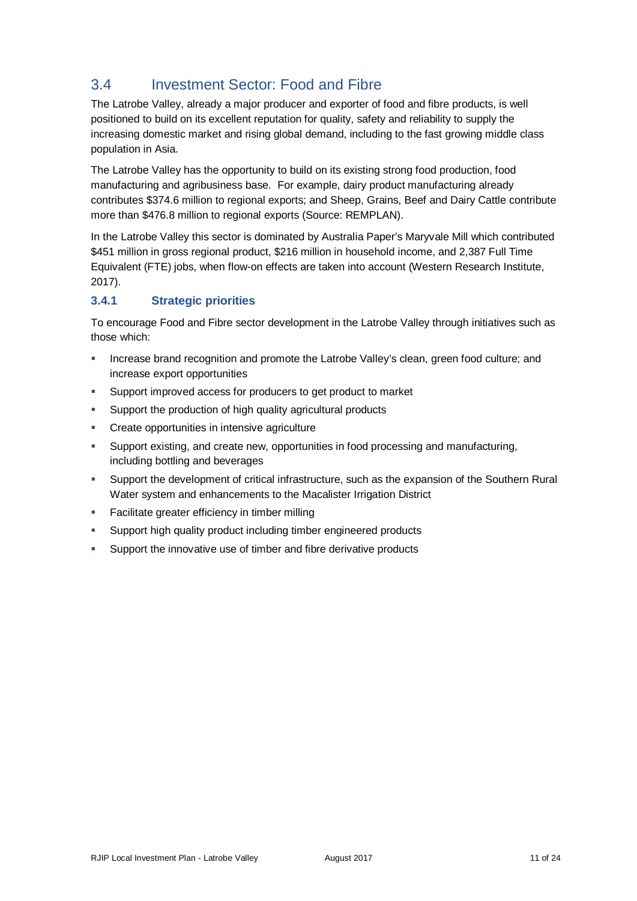## 3.4 Investment Sector: Food and Fibre

The Latrobe Valley, already a major producer and exporter of food and fibre products, is well positioned to build on its excellent reputation for quality, safety and reliability to supply the increasing domestic market and rising global demand, including to the fast growing middle class population in Asia.

The Latrobe Valley has the opportunity to build on its existing strong food production, food manufacturing and agribusiness base. For example, dairy product manufacturing already contributes $374.6 million to regional exports; and Sheep, Grains, Beef and Dairy Cattle contribute more than $476.8 million to regional exports (Source: REMPLAN).

In the Latrobe Valley this sector is dominated by Australia Paper's Maryvale Mill which contributed $451 million in gross regional product, $216 million in household income, and 2,387 Full Time Equivalent (FTE) jobs, when flow-on effects are taken into account (Western Research Institute, 2017).

### 3.4.1 Strategic priorities

To encourage Food and Fibre sector development in the Latrobe Valley through initiatives such as those which:

- Increase brand recognition and promote the Latrobe Valley's clean, green food culture; and increase export opportunities
- Support improved access for producers to get product to market
- Support the production of high quality agricultural products
- Create opportunities in intensive agriculture
- Support existing, and create new, opportunities in food processing and manufacturing, including bottling and beverages
- Support the development of critical infrastructure, such as the expansion of the Southern Rural Water system and enhancements to the Macalister Irrigation District
- Facilitate greater efficiency in timber milling
- Support high quality product including timber engineered products
- Support the innovative use of timber and fibre derivative products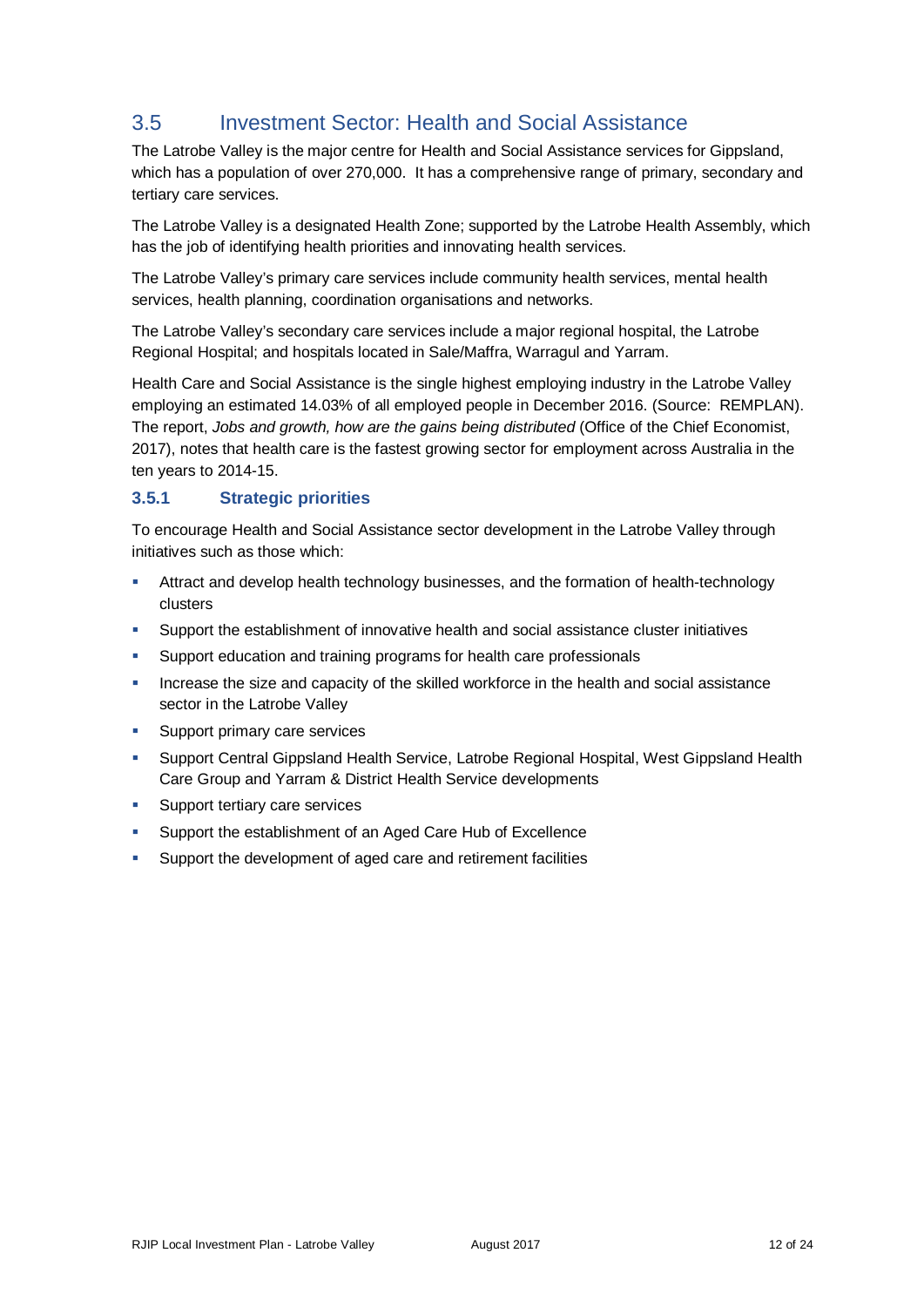## 3.5 Investment Sector: Health and Social Assistance

The Latrobe Valley is the major centre for Health and Social Assistance services for Gippsland, which has a population of over 270,000. It has a comprehensive range of primary, secondary and tertiary care services.

The Latrobe Valley is a designated Health Zone; supported by the Latrobe Health Assembly, which has the job of identifying health priorities and innovating health services.

The Latrobe Valley's primary care services include community health services, mental health services, health planning, coordination organisations and networks.

The Latrobe Valley's secondary care services include a major regional hospital, the Latrobe Regional Hospital; and hospitals located in Sale/Maffra, Warragul and Yarram.

Health Care and Social Assistance is the single highest employing industry in the Latrobe Valley employing an estimated 14.03% of all employed people in December 2016. (Source: REMPLAN). The report, *Jobs and growth, how are the gains being distributed* (Office of the Chief Economist, 2017), notes that health care is the fastest growing sector for employment across Australia in the ten years to 2014-15.

### 3.5.1 Strategic priorities

To encourage Health and Social Assistance sector development in the Latrobe Valley through initiatives such as those which:

- Attract and develop health technology businesses, and the formation of health-technology clusters
- Support the establishment of innovative health and social assistance cluster initiatives
- Support education and training programs for health care professionals
- Increase the size and capacity of the skilled workforce in the health and social assistance sector in the Latrobe Valley
- Support primary care services
- Support Central Gippsland Health Service, Latrobe Regional Hospital, West Gippsland Health Care Group and Yarram & District Health Service developments
- Support tertiary care services
- Support the establishment of an Aged Care Hub of Excellence
- Support the development of aged care and retirement facilities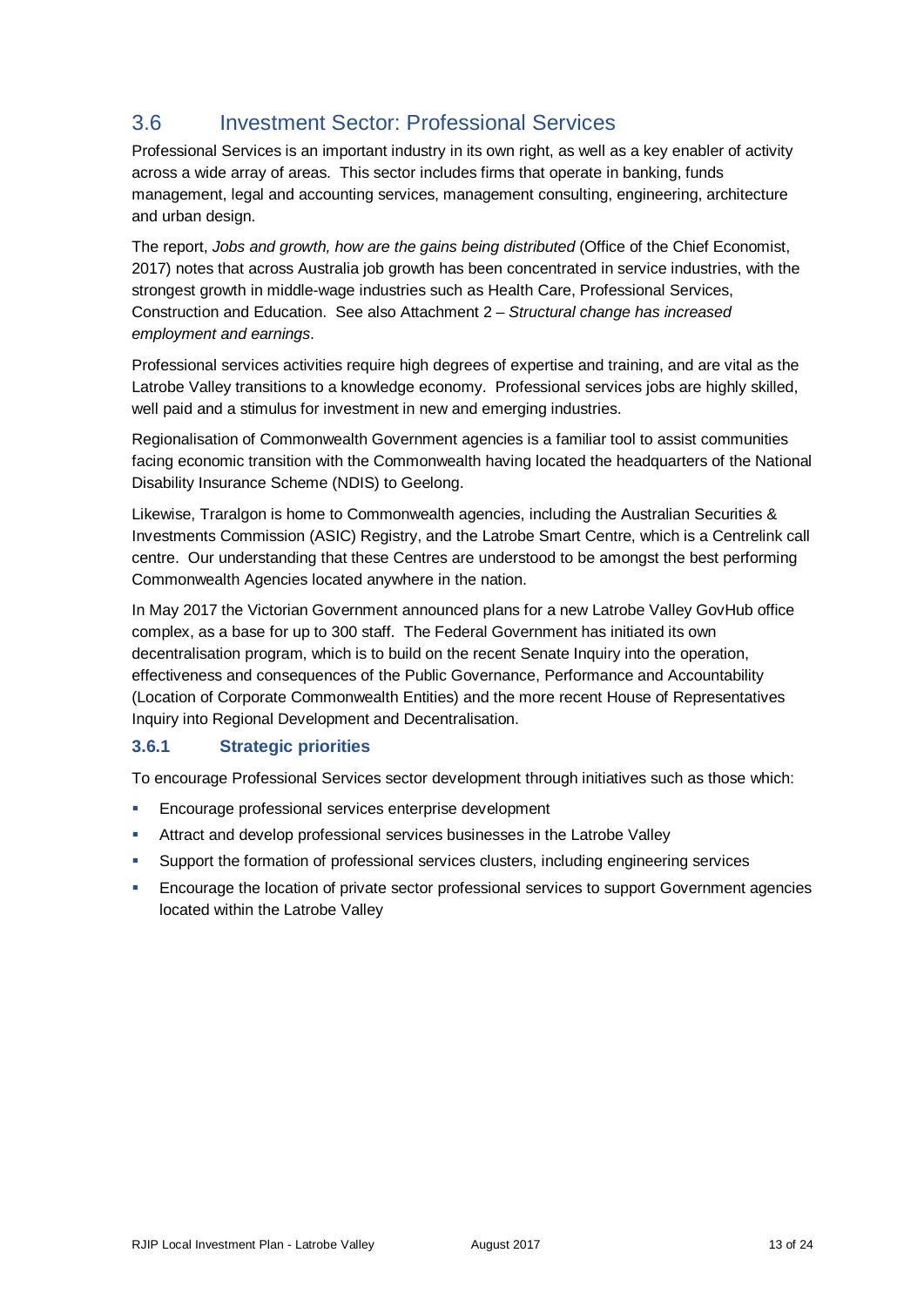## 3.6 Investment Sector: Professional Services

Professional Services is an important industry in its own right, as well as a key enabler of activity across a wide array of areas. This sector includes firms that operate in banking, funds management, legal and accounting services, management consulting, engineering, architecture and urban design.

The report, *Jobs and growth, how are the gains being distributed* (Office of the Chief Economist, 2017) notes that across Australia job growth has been concentrated in service industries, with the strongest growth in middle-wage industries such as Health Care, Professional Services, Construction and Education. See also Attachment 2 – *Structural change has increased employment and earnings*.

Professional services activities require high degrees of expertise and training, and are vital as the Latrobe Valley transitions to a knowledge economy. Professional services jobs are highly skilled, well paid and a stimulus for investment in new and emerging industries.

Regionalisation of Commonwealth Government agencies is a familiar tool to assist communities facing economic transition with the Commonwealth having located the headquarters of the National Disability Insurance Scheme (NDIS) to Geelong.

Likewise, Traralgon is home to Commonwealth agencies, including the Australian Securities & Investments Commission (ASIC) Registry, and the Latrobe Smart Centre, which is a Centrelink call centre. Our understanding that these Centres are understood to be amongst the best performing Commonwealth Agencies located anywhere in the nation.

In May 2017 the Victorian Government announced plans for a new Latrobe Valley GovHub office complex, as a base for up to 300 staff. The Federal Government has initiated its own decentralisation program, which is to build on the recent Senate Inquiry into the operation, effectiveness and consequences of the Public Governance, Performance and Accountability (Location of Corporate Commonwealth Entities) and the more recent House of Representatives Inquiry into Regional Development and Decentralisation.

### 3.6.1 Strategic priorities

To encourage Professional Services sector development through initiatives such as those which:

- Encourage professional services enterprise development
- Attract and develop professional services businesses in the Latrobe Valley
- Support the formation of professional services clusters, including engineering services
- Encourage the location of private sector professional services to support Government agencies located within the Latrobe Valley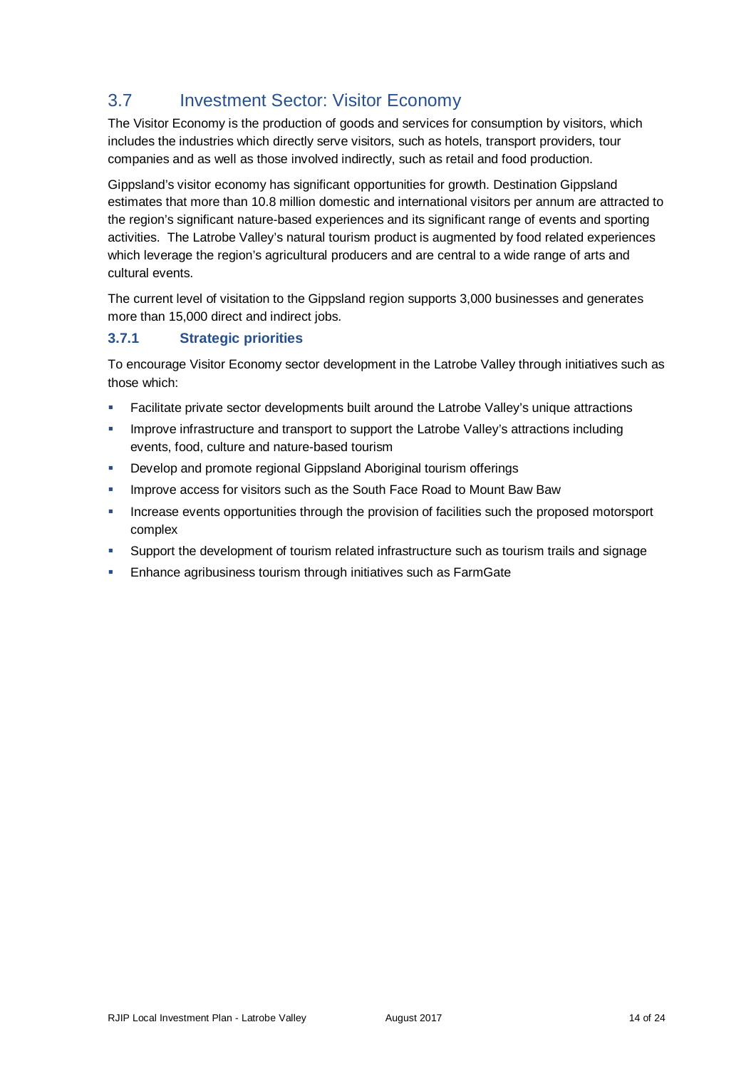## 3.7 Investment Sector: Visitor Economy

The Visitor Economy is the production of goods and services for consumption by visitors, which includes the industries which directly serve visitors, such as hotels, transport providers, tour companies and as well as those involved indirectly, such as retail and food production.

Gippsland's visitor economy has significant opportunities for growth. Destination Gippsland estimates that more than 10.8 million domestic and international visitors per annum are attracted to the region's significant nature-based experiences and its significant range of events and sporting activities. The Latrobe Valley's natural tourism product is augmented by food related experiences which leverage the region's agricultural producers and are central to a wide range of arts and cultural events.

The current level of visitation to the Gippsland region supports 3,000 businesses and generates more than 15,000 direct and indirect jobs.

### 3.7.1 Strategic priorities

To encourage Visitor Economy sector development in the Latrobe Valley through initiatives such as those which:

- Facilitate private sector developments built around the Latrobe Valley's unique attractions
- Improve infrastructure and transport to support the Latrobe Valley's attractions including events, food, culture and nature-based tourism
- Develop and promote regional Gippsland Aboriginal tourism offerings
- Improve access for visitors such as the South Face Road to Mount Baw Baw
- Increase events opportunities through the provision of facilities such the proposed motorsport complex
- Support the development of tourism related infrastructure such as tourism trails and signage
- Enhance agribusiness tourism through initiatives such as FarmGate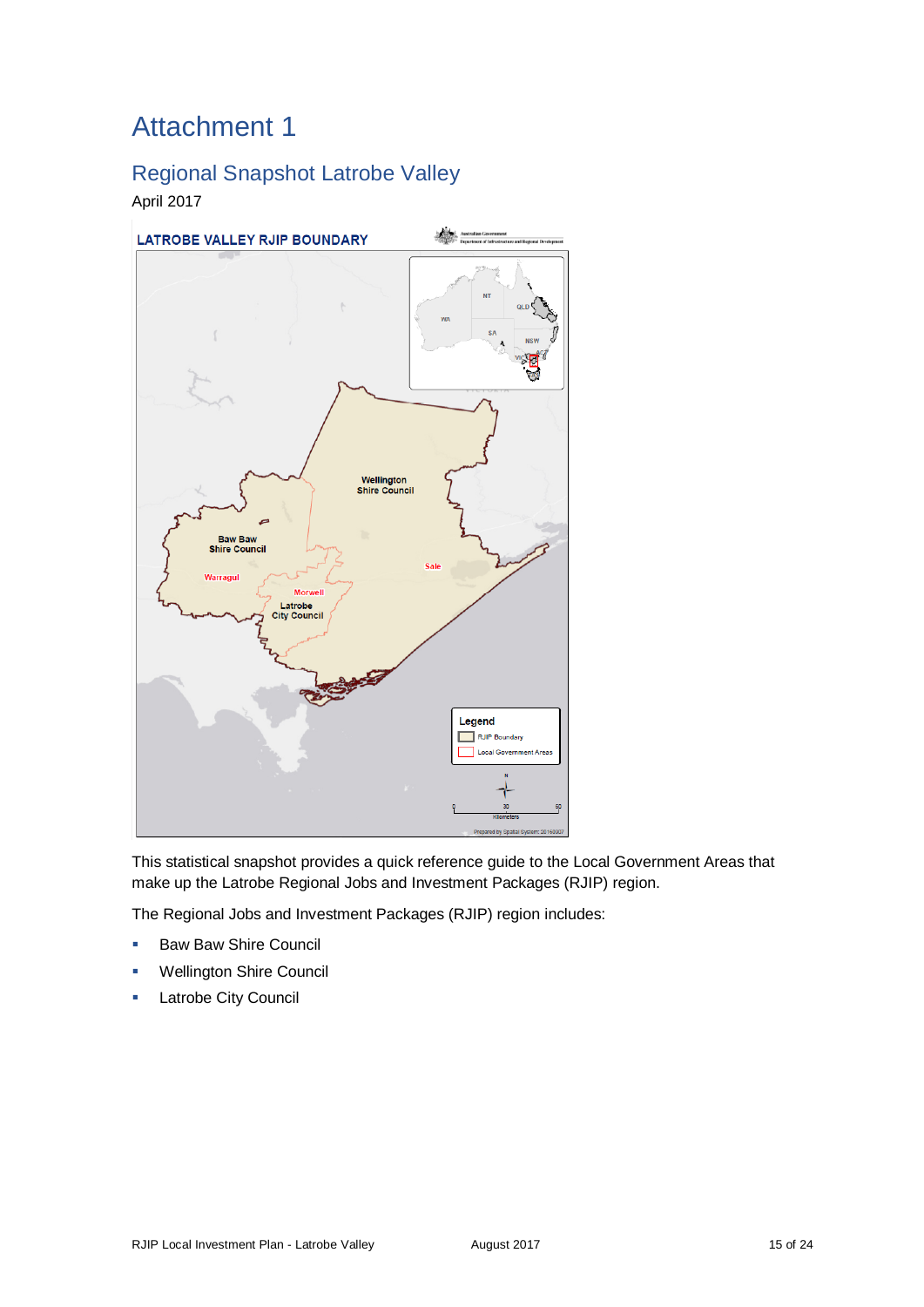# Attachment 1

## Regional Snapshot Latrobe Valley

April 2017

This statistical snapshot provides a quick reference guide to the Local Government Areas that make up the Latrobe Regional Jobs and Investment Packages (RJIP) region.

The Regional Jobs and Investment Packages (RJIP) region includes:

- Baw Baw Shire Council
- Wellington Shire Council
- Latrobe City Council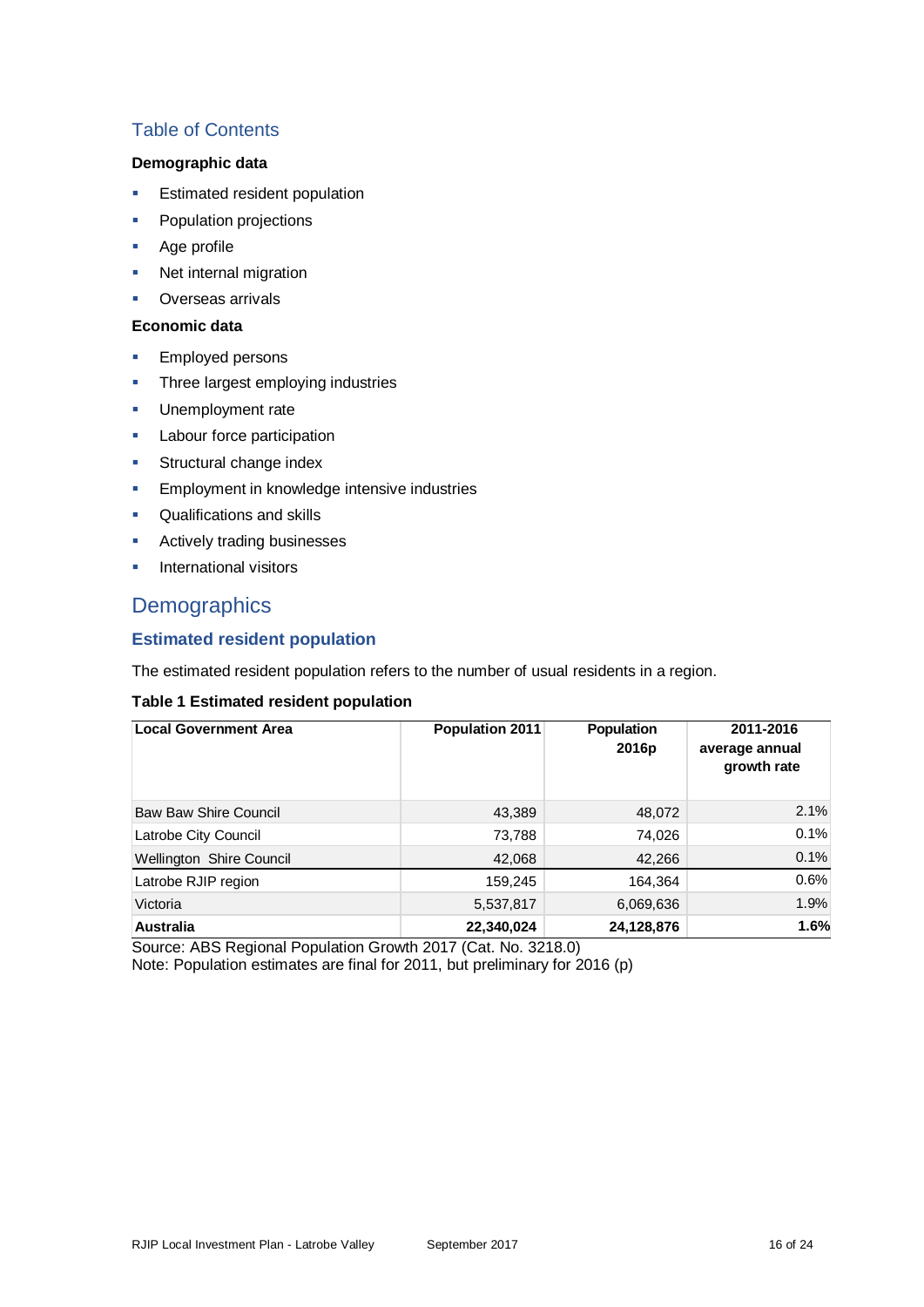## Table of Contents

**Demographic data**

- Estimated resident population
- Population projections
- Age profile
- Net internal migration
- Overseas arrivals

**Economic data**

- Employed persons
- Three largest employing industries
- Unemployment rate
- Labour force participation
- Structural change index
- Employment in knowledge intensive industries
- Qualifications and skills
- Actively trading businesses
- International visitors

# Demographics

### Estimated resident population

The estimated resident population refers to the number of usual residents in a region.

**Table 1 Estimated resident population**

| Local Government Area | Population 2011 | Population 2016p | 2011-2016 average annual growth rate |
|---|---|---|---|
| Baw Baw Shire Council | 43,389 | 48,072 | 2.1% |
| Latrobe City Council | 73,788 | 74,026 | 0.1% |
| Wellington Shire Council | 42,068 | 42,266 | 0.1% |
| Latrobe RJIP region | 159,245 | 164,364 | 0.6% |
| Victoria | 5,537,817 | 6,069,636 | 1.9% |
| **Australia** | **22,340,024** | **24,128,876** | **1.6%** |

Source: ABS Regional Population Growth 2017 (Cat. No. 3218.0)
Note: Population estimates are final for 2011, but preliminary for 2016 (p)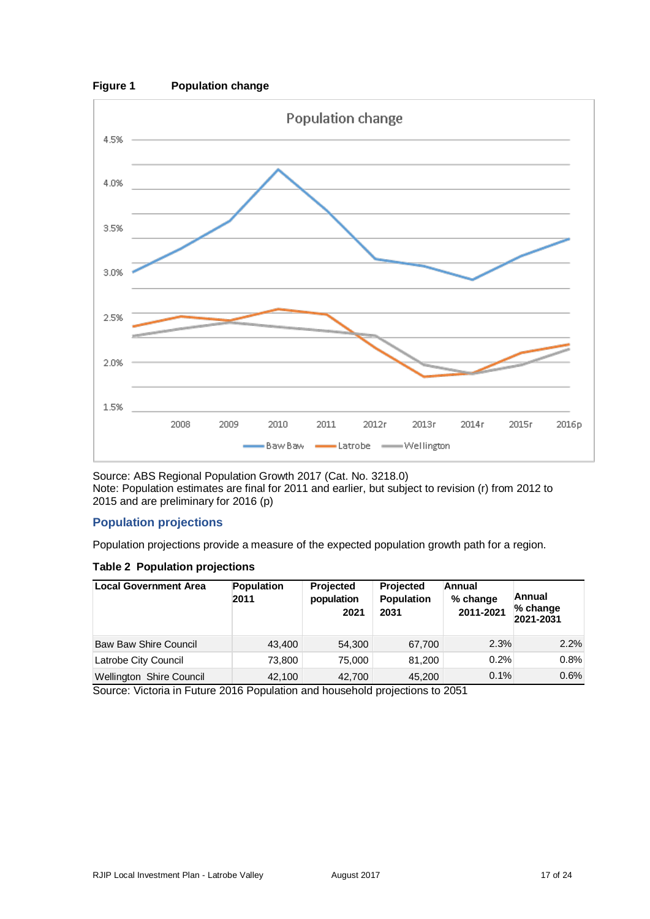**Figure 1 Population change**

Source: ABS Regional Population Growth 2017 (Cat. No. 3218.0)
Note: Population estimates are final for 2011 and earlier, but subject to revision (r) from 2012 to 2015 and are preliminary for 2016 (p)

## Population projections

Population projections provide a measure of the expected population growth path for a region.

**Table 2 Population projections**

| Local Government Area | Population 2011 | Projected population 2021 | Projected Population 2031 | Annual % change 2011-2021 | Annual % change 2021-2031 |
|---|---|---|---|---|---|
| Baw Baw Shire Council | 43,400 | 54,300 | 67,700 | 2.3% | 2.2% |
| Latrobe City Council | 73,800 | 75,000 | 81,200 | 0.2% | 0.8% |
| Wellington Shire Council | 42,100 | 42,700 | 45,200 | 0.1% | 0.6% |

Source: Victoria in Future 2016 Population and household projections to 2051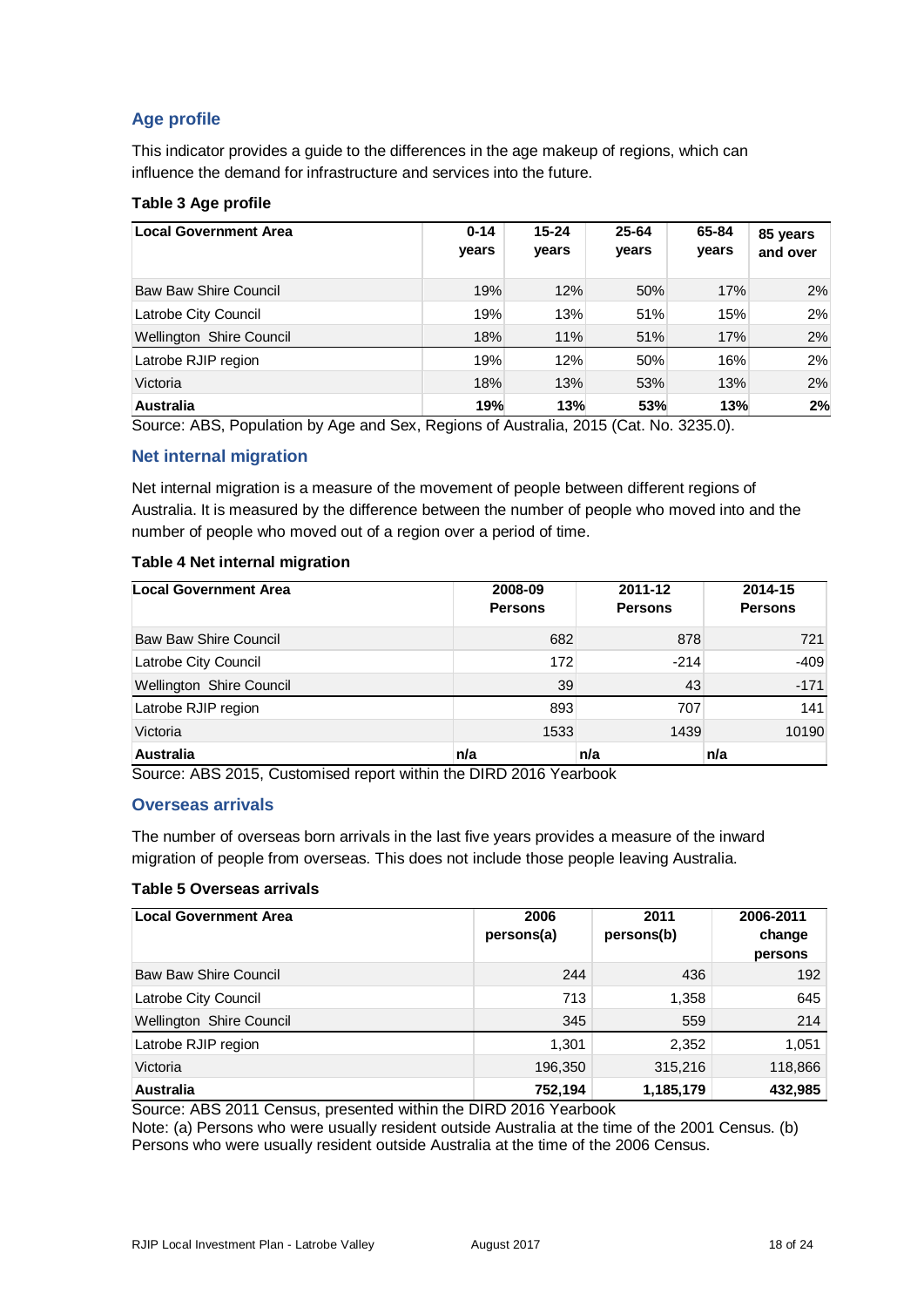## Age profile

This indicator provides a guide to the differences in the age makeup of regions, which can influence the demand for infrastructure and services into the future.

**Table 3 Age profile**

| Local Government Area | 0-14 years | 15-24 years | 25-64 years | 65-84 years | 85 years and over |
|---|---|---|---|---|---|
| Baw Baw Shire Council | 19% | 12% | 50% | 17% | 2% |
| Latrobe City Council | 19% | 13% | 51% | 15% | 2% |
| Wellington Shire Council | 18% | 11% | 51% | 17% | 2% |
| Latrobe RJIP region | 19% | 12% | 50% | 16% | 2% |
| Victoria | 18% | 13% | 53% | 13% | 2% |
| **Australia** | **19%** | **13%** | **53%** | **13%** | **2%** |

Source: ABS, Population by Age and Sex, Regions of Australia, 2015 (Cat. No. 3235.0).

## Net internal migration

Net internal migration is a measure of the movement of people between different regions of Australia. It is measured by the difference between the number of people who moved into and the number of people who moved out of a region over a period of time.

**Table 4 Net internal migration**

| Local Government Area | 2008-09 Persons | 2011-12 Persons | 2014-15 Persons |
|---|---|---|---|
| Baw Baw Shire Council | 682 | 878 | 721 |
| Latrobe City Council | 172 | -214 | -409 |
| Wellington Shire Council | 39 | 43 | -171 |
| Latrobe RJIP region | 893 | 707 | 141 |
| Victoria | 1533 | 1439 | 10190 |
| **Australia** | **n/a** | **n/a** | **n/a** |

Source: ABS 2015, Customised report within the DIRD 2016 Yearbook

## Overseas arrivals

The number of overseas born arrivals in the last five years provides a measure of the inward migration of people from overseas. This does not include those people leaving Australia.

**Table 5 Overseas arrivals**

| Local Government Area | 2006 persons(a) | 2011 persons(b) | 2006-2011 change persons |
|---|---|---|---|
| Baw Baw Shire Council | 244 | 436 | 192 |
| Latrobe City Council | 713 | 1,358 | 645 |
| Wellington Shire Council | 345 | 559 | 214 |
| Latrobe RJIP region | 1,301 | 2,352 | 1,051 |
| Victoria | 196,350 | 315,216 | 118,866 |
| **Australia** | **752,194** | **1,185,179** | **432,985** |

Source: ABS 2011 Census, presented within the DIRD 2016 Yearbook

Note: (a) Persons who were usually resident outside Australia at the time of the 2001 Census. (b) Persons who were usually resident outside Australia at the time of the 2006 Census.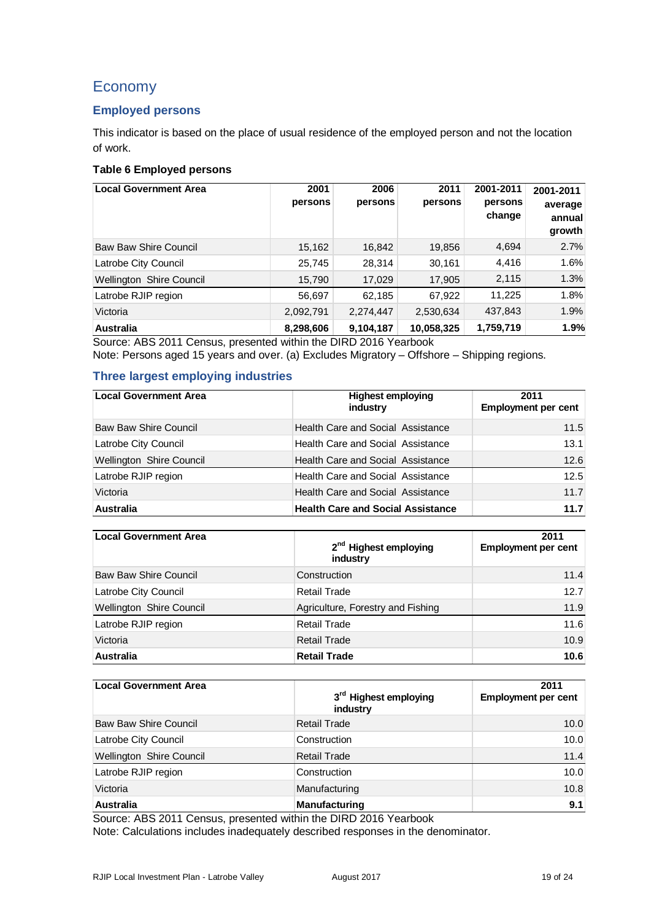# Economy

## Employed persons

This indicator is based on the place of usual residence of the employed person and not the location of work.

**Table 6 Employed persons**

| Local Government Area | 2001 persons | 2006 persons | 2011 persons | 2001-2011 persons change | 2001-2011 average annual growth |
|---|---|---|---|---|---|
| Baw Baw Shire Council | 15,162 | 16,842 | 19,856 | 4,694 | 2.7% |
| Latrobe City Council | 25,745 | 28,314 | 30,161 | 4,416 | 1.6% |
| Wellington Shire Council | 15,790 | 17,029 | 17,905 | 2,115 | 1.3% |
| Latrobe RJIP region | 56,697 | 62,185 | 67,922 | 11,225 | 1.8% |
| Victoria | 2,092,791 | 2,274,447 | 2,530,634 | 437,843 | 1.9% |
| **Australia** | **8,298,606** | **9,104,187** | **10,058,325** | **1,759,719** | **1.9%** |

Source: ABS 2011 Census, presented within the DIRD 2016 Yearbook
Note: Persons aged 15 years and over. (a) Excludes Migratory – Offshore – Shipping regions.

## Three largest employing industries

| Local Government Area | Highest employing industry | 2011 Employment per cent |
|---|---|---|
| Baw Baw Shire Council | Health Care and Social Assistance | 11.5 |
| Latrobe City Council | Health Care and Social Assistance | 13.1 |
| Wellington Shire Council | Health Care and Social Assistance | 12.6 |
| Latrobe RJIP region | Health Care and Social Assistance | 12.5 |
| Victoria | Health Care and Social Assistance | 11.7 |
| **Australia** | **Health Care and Social Assistance** | **11.7** |

| Local Government Area | 2nd Highest employing industry | 2011 Employment per cent |
|---|---|---|
| Baw Baw Shire Council | Construction | 11.4 |
| Latrobe City Council | Retail Trade | 12.7 |
| Wellington Shire Council | Agriculture, Forestry and Fishing | 11.9 |
| Latrobe RJIP region | Retail Trade | 11.6 |
| Victoria | Retail Trade | 10.9 |
| **Australia** | **Retail Trade** | **10.6** |

| Local Government Area | 3rd Highest employing industry | 2011 Employment per cent |
|---|---|---|
| Baw Baw Shire Council | Retail Trade | 10.0 |
| Latrobe City Council | Construction | 10.0 |
| Wellington Shire Council | Retail Trade | 11.4 |
| Latrobe RJIP region | Construction | 10.0 |
| Victoria | Manufacturing | 10.8 |
| **Australia** | **Manufacturing** | **9.1** |

Source: ABS 2011 Census, presented within the DIRD 2016 Yearbook
Note: Calculations includes inadequately described responses in the denominator.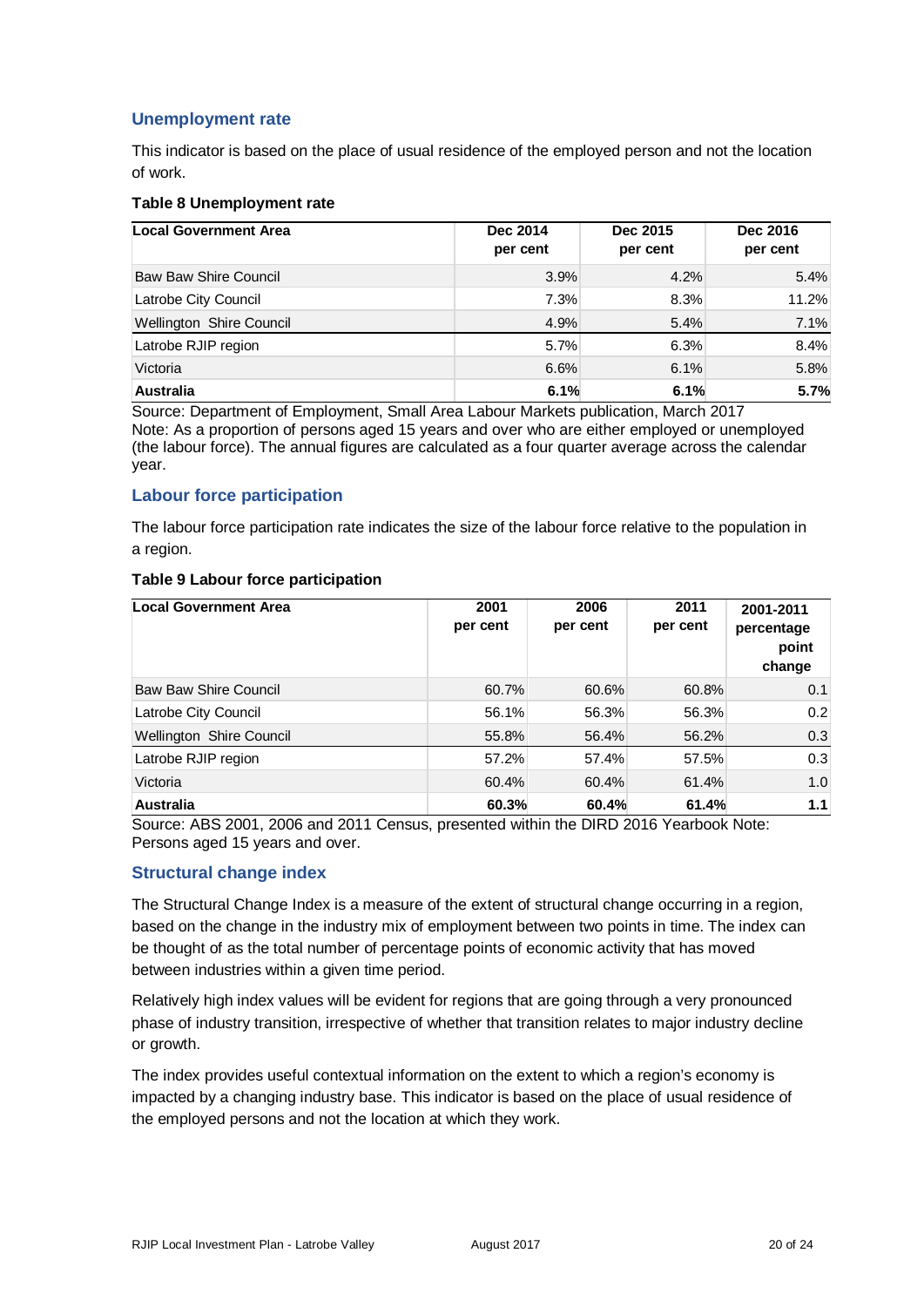## Unemployment rate

This indicator is based on the place of usual residence of the employed person and not the location of work.

**Table 8 Unemployment rate**

| Local Government Area | Dec 2014 per cent | Dec 2015 per cent | Dec 2016 per cent |
|---|---|---|---|
| Baw Baw Shire Council | 3.9% | 4.2% | 5.4% |
| Latrobe City Council | 7.3% | 8.3% | 11.2% |
| Wellington Shire Council | 4.9% | 5.4% | 7.1% |
| Latrobe RJIP region | 5.7% | 6.3% | 8.4% |
| Victoria | 6.6% | 6.1% | 5.8% |
| **Australia** | **6.1%** | **6.1%** | **5.7%** |

Source: Department of Employment, Small Area Labour Markets publication, March 2017
Note: As a proportion of persons aged 15 years and over who are either employed or unemployed (the labour force). The annual figures are calculated as a four quarter average across the calendar year.

## Labour force participation

The labour force participation rate indicates the size of the labour force relative to the population in a region.

**Table 9 Labour force participation**

| Local Government Area | 2001 per cent | 2006 per cent | 2011 per cent | 2001-2011 percentage point change |
|---|---|---|---|---|
| Baw Baw Shire Council | 60.7% | 60.6% | 60.8% | 0.1 |
| Latrobe City Council | 56.1% | 56.3% | 56.3% | 0.2 |
| Wellington Shire Council | 55.8% | 56.4% | 56.2% | 0.3 |
| Latrobe RJIP region | 57.2% | 57.4% | 57.5% | 0.3 |
| Victoria | 60.4% | 60.4% | 61.4% | 1.0 |
| **Australia** | **60.3%** | **60.4%** | **61.4%** | **1.1** |

Source: ABS 2001, 2006 and 2011 Census, presented within the DIRD 2016 Yearbook Note: Persons aged 15 years and over.

## Structural change index

The Structural Change Index is a measure of the extent of structural change occurring in a region, based on the change in the industry mix of employment between two points in time. The index can be thought of as the total number of percentage points of economic activity that has moved between industries within a given time period.

Relatively high index values will be evident for regions that are going through a very pronounced phase of industry transition, irrespective of whether that transition relates to major industry decline or growth.

The index provides useful contextual information on the extent to which a region's economy is impacted by a changing industry base. This indicator is based on the place of usual residence of the employed persons and not the location at which they work.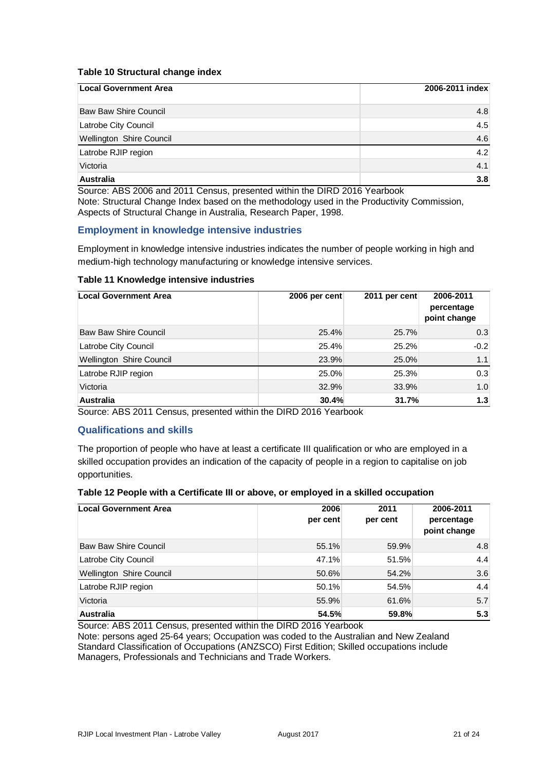**Table 10 Structural change index**

| Local Government Area | 2006-2011 index |
|---|---|
| Baw Baw Shire Council | 4.8 |
| Latrobe City Council | 4.5 |
| Wellington Shire Council | 4.6 |
| Latrobe RJIP region | 4.2 |
| Victoria | 4.1 |
| **Australia** | **3.8** |

Source: ABS 2006 and 2011 Census, presented within the DIRD 2016 Yearbook
Note: Structural Change Index based on the methodology used in the Productivity Commission, Aspects of Structural Change in Australia, Research Paper, 1998.

## Employment in knowledge intensive industries

Employment in knowledge intensive industries indicates the number of people working in high and medium-high technology manufacturing or knowledge intensive services.

**Table 11 Knowledge intensive industries**

| Local Government Area | 2006 per cent | 2011 per cent | 2006-2011 percentage point change |
|---|---|---|---|
| Baw Baw Shire Council | 25.4% | 25.7% | 0.3 |
| Latrobe City Council | 25.4% | 25.2% | -0.2 |
| Wellington Shire Council | 23.9% | 25.0% | 1.1 |
| Latrobe RJIP region | 25.0% | 25.3% | 0.3 |
| Victoria | 32.9% | 33.9% | 1.0 |
| **Australia** | **30.4%** | **31.7%** | **1.3** |

Source: ABS 2011 Census, presented within the DIRD 2016 Yearbook

## Qualifications and skills

The proportion of people who have at least a certificate III qualification or who are employed in a skilled occupation provides an indication of the capacity of people in a region to capitalise on job opportunities.

**Table 12 People with a Certificate III or above, or employed in a skilled occupation**

| Local Government Area | 2006 per cent | 2011 per cent | 2006-2011 percentage point change |
|---|---|---|---|
| Baw Baw Shire Council | 55.1% | 59.9% | 4.8 |
| Latrobe City Council | 47.1% | 51.5% | 4.4 |
| Wellington Shire Council | 50.6% | 54.2% | 3.6 |
| Latrobe RJIP region | 50.1% | 54.5% | 4.4 |
| Victoria | 55.9% | 61.6% | 5.7 |
| **Australia** | **54.5%** | **59.8%** | **5.3** |

Source: ABS 2011 Census, presented within the DIRD 2016 Yearbook
Note: persons aged 25-64 years; Occupation was coded to the Australian and New Zealand Standard Classification of Occupations (ANZSCO) First Edition; Skilled occupations include Managers, Professionals and Technicians and Trade Workers.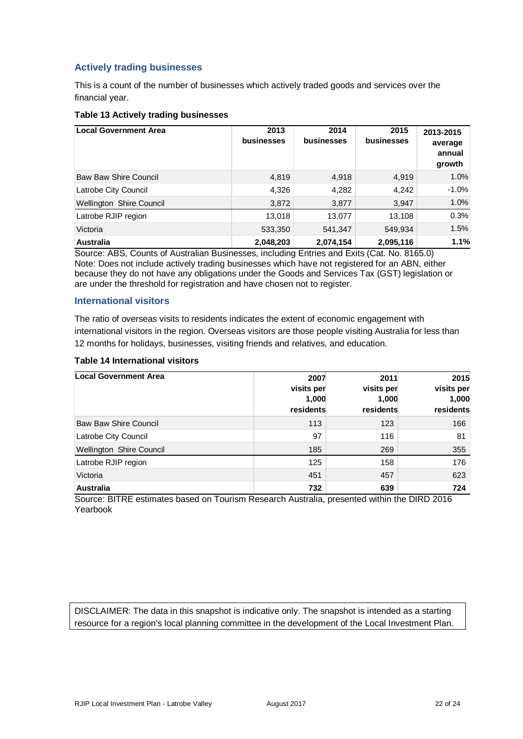## Actively trading businesses

This is a count of the number of businesses which actively traded goods and services over the financial year.

**Table 13 Actively trading businesses**

| Local Government Area | 2013 businesses | 2014 businesses | 2015 businesses | 2013-2015 average annual growth |
|---|---|---|---|---|
| Baw Baw Shire Council | 4,819 | 4,918 | 4,919 | 1.0% |
| Latrobe City Council | 4,326 | 4,282 | 4,242 | -1.0% |
| Wellington Shire Council | 3,872 | 3,877 | 3,947 | 1.0% |
| Latrobe RJIP region | 13,018 | 13,077 | 13,108 | 0.3% |
| Victoria | 533,350 | 541,347 | 549,934 | 1.5% |
| **Australia** | **2,048,203** | **2,074,154** | **2,095,116** | **1.1%** |

Source: ABS, Counts of Australian Businesses, including Entries and Exits (Cat. No. 8165.0)
Note: Does not include actively trading businesses which have not registered for an ABN, either because they do not have any obligations under the Goods and Services Tax (GST) legislation or are under the threshold for registration and have chosen not to register.

## International visitors

The ratio of overseas visits to residents indicates the extent of economic engagement with international visitors in the region. Overseas visitors are those people visiting Australia for less than 12 months for holidays, businesses, visiting friends and relatives, and education.

**Table 14 International visitors**

| Local Government Area | 2007 visits per 1,000 residents | 2011 visits per 1,000 residents | 2015 visits per 1,000 residents |
|---|---|---|---|
| Baw Baw Shire Council | 113 | 123 | 166 |
| Latrobe City Council | 97 | 116 | 81 |
| Wellington Shire Council | 185 | 269 | 355 |
| Latrobe RJIP region | 125 | 158 | 176 |
| Victoria | 451 | 457 | 623 |
| **Australia** | **732** | **639** | **724** |

Source: BITRE estimates based on Tourism Research Australia, presented within the DIRD 2016 Yearbook

DISCLAIMER: The data in this snapshot is indicative only. The snapshot is intended as a starting resource for a region's local planning committee in the development of the Local Investment Plan.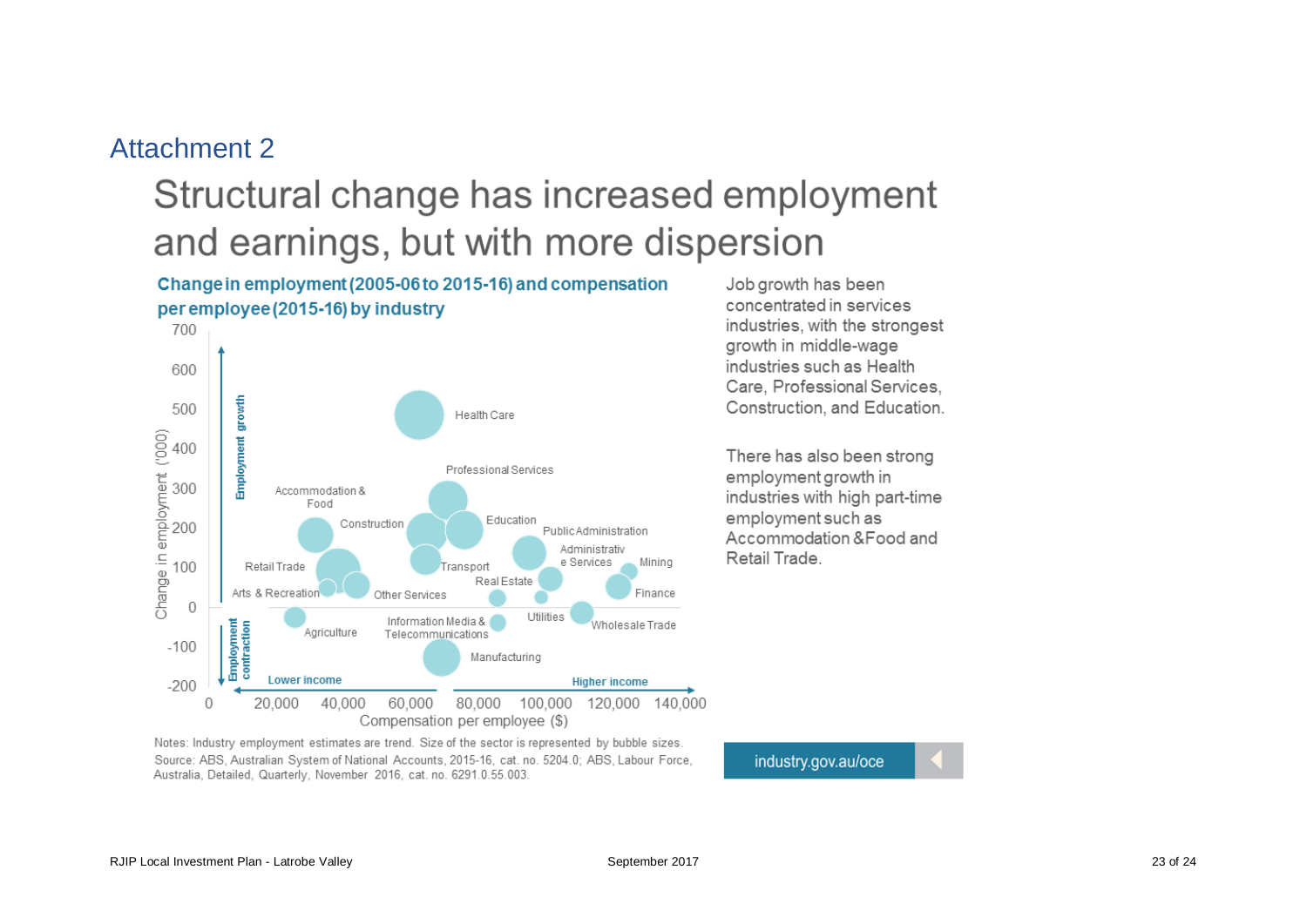## Attachment 2

# Structural change has increased employment and earnings, but with more dispersion

**Change in employment (2005-06 to 2015-16) and compensation per employee (2015-16) by industry**

Notes: Industry employment estimates are trend. Size of the sector is represented by bubble sizes.
Source: ABS, Australian System of National Accounts, 2015-16, cat. no. 5204.0; ABS, Labour Force, Australia, Detailed, Quarterly, November 2016, cat. no. 6291.0.55.003.

Job growth has been concentrated in services industries, with the strongest growth in middle-wage industries such as Health Care, Professional Services, Construction, and Education.

There has also been strong employment growth in industries with high part-time employment such as Accommodation & Food and Retail Trade.

industry.gov.au/oce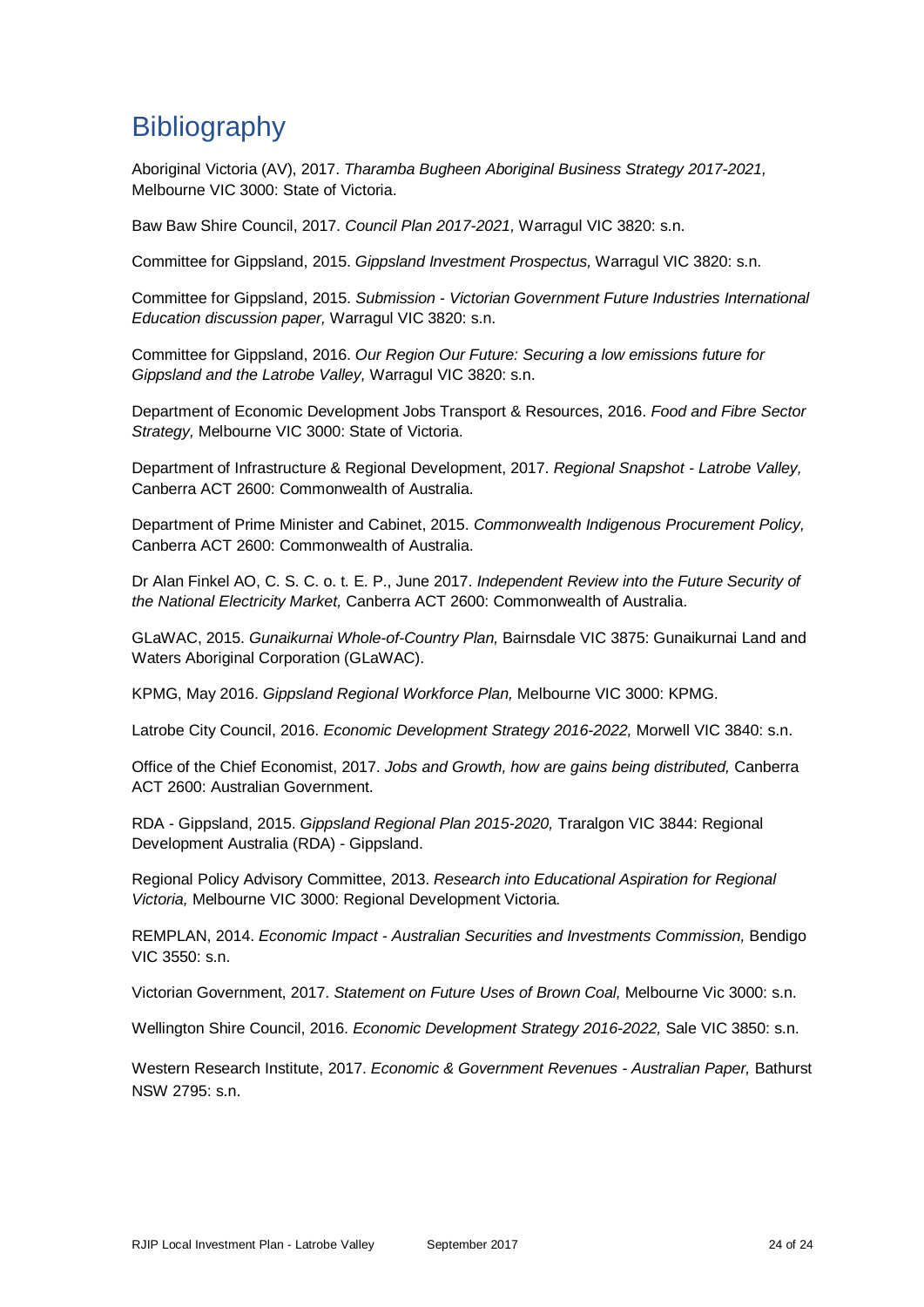# Bibliography

Aboriginal Victoria (AV), 2017. *Tharamba Bugheen Aboriginal Business Strategy 2017-2021,* Melbourne VIC 3000: State of Victoria.

Baw Baw Shire Council, 2017. *Council Plan 2017-2021,* Warragul VIC 3820: s.n.

Committee for Gippsland, 2015. *Gippsland Investment Prospectus,* Warragul VIC 3820: s.n.

Committee for Gippsland, 2015. *Submission - Victorian Government Future Industries International Education discussion paper,* Warragul VIC 3820: s.n.

Committee for Gippsland, 2016. *Our Region Our Future: Securing a low emissions future for Gippsland and the Latrobe Valley,* Warragul VIC 3820: s.n.

Department of Economic Development Jobs Transport & Resources, 2016. *Food and Fibre Sector Strategy,* Melbourne VIC 3000: State of Victoria.

Department of Infrastructure & Regional Development, 2017. *Regional Snapshot - Latrobe Valley,* Canberra ACT 2600: Commonwealth of Australia.

Department of Prime Minister and Cabinet, 2015. *Commonwealth Indigenous Procurement Policy,* Canberra ACT 2600: Commonwealth of Australia.

Dr Alan Finkel AO, C. S. C. o. t. E. P., June 2017. *Independent Review into the Future Security of the National Electricity Market,* Canberra ACT 2600: Commonwealth of Australia.

GLaWAC, 2015. *Gunaikurnai Whole-of-Country Plan,* Bairnsdale VIC 3875: Gunaikurnai Land and Waters Aboriginal Corporation (GLaWAC).

KPMG, May 2016. *Gippsland Regional Workforce Plan,* Melbourne VIC 3000: KPMG.

Latrobe City Council, 2016. *Economic Development Strategy 2016-2022,* Morwell VIC 3840: s.n.

Office of the Chief Economist, 2017. *Jobs and Growth, how are gains being distributed,* Canberra ACT 2600: Australian Government.

RDA - Gippsland, 2015. *Gippsland Regional Plan 2015-2020,* Traralgon VIC 3844: Regional Development Australia (RDA) - Gippsland.

Regional Policy Advisory Committee, 2013. *Research into Educational Aspiration for Regional Victoria,* Melbourne VIC 3000: Regional Development Victoria.

REMPLAN, 2014. *Economic Impact - Australian Securities and Investments Commission,* Bendigo VIC 3550: s.n.

Victorian Government, 2017. *Statement on Future Uses of Brown Coal,* Melbourne Vic 3000: s.n.

Wellington Shire Council, 2016. *Economic Development Strategy 2016-2022,* Sale VIC 3850: s.n.

Western Research Institute, 2017. *Economic & Government Revenues - Australian Paper,* Bathurst NSW 2795: s.n.